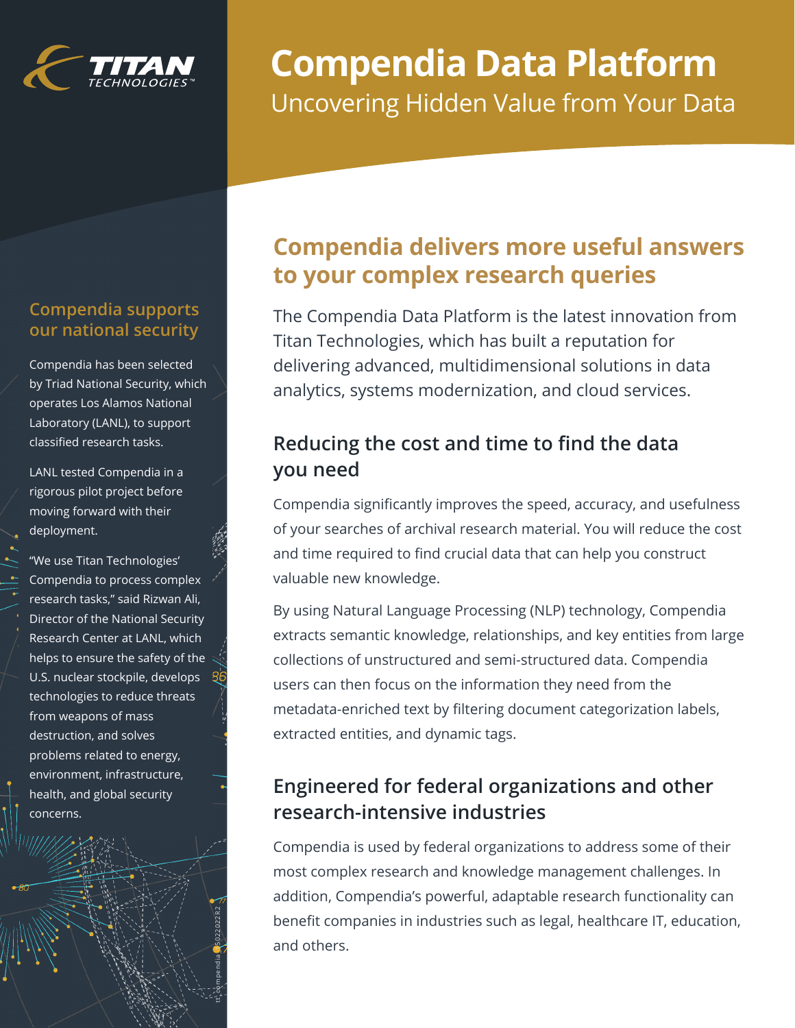TITAN TECHNOLOGIES™

# Compendia Data Platform

Uncovering Hidden Value from Your Data

## Compendia delivers more useful answers to your complex research queries

The Compendia Data Platform is the latest innovation from Titan Technologies, which has built a reputation for delivering advanced, multidimensional solutions in data analytics, systems modernization, and cloud services.

### Reducing the cost and time to find the data you need

Compendia significantly improves the speed, accuracy, and usefulness of your searches of archival research material. You will reduce the cost and time required to find crucial data that can help you construct valuable new knowledge.

By using Natural Language Processing (NLP) technology, Compendia extracts semantic knowledge, relationships, and key entities from large collections of unstructured and semi-structured data. Compendia users can then focus on the information they need from the metadata-enriched text by filtering document categorization labels, extracted entities, and dynamic tags.

### Engineered for federal organizations and other research-intensive industries

Compendia is used by federal organizations to address some of their most complex research and knowledge management challenges. In addition, Compendia's powerful, adaptable research functionality can benefit companies in industries such as legal, healthcare IT, education, and others.

### Compendia supports our national security

Compendia has been selected by Triad National Security, which operates Los Alamos National Laboratory (LANL), to support classified research tasks.

LANL tested Compendia in a rigorous pilot project before moving forward with their deployment.

"We use Titan Technologies' Compendia to process complex research tasks," said Rizwan Ali, Director of the National Security Research Center at LANL, which helps to ensure the safety of the U.S. nuclear stockpile, develops technologies to reduce threats from weapons of mass destruction, and solves problems related to energy, environment, infrastructure, health, and global security concerns.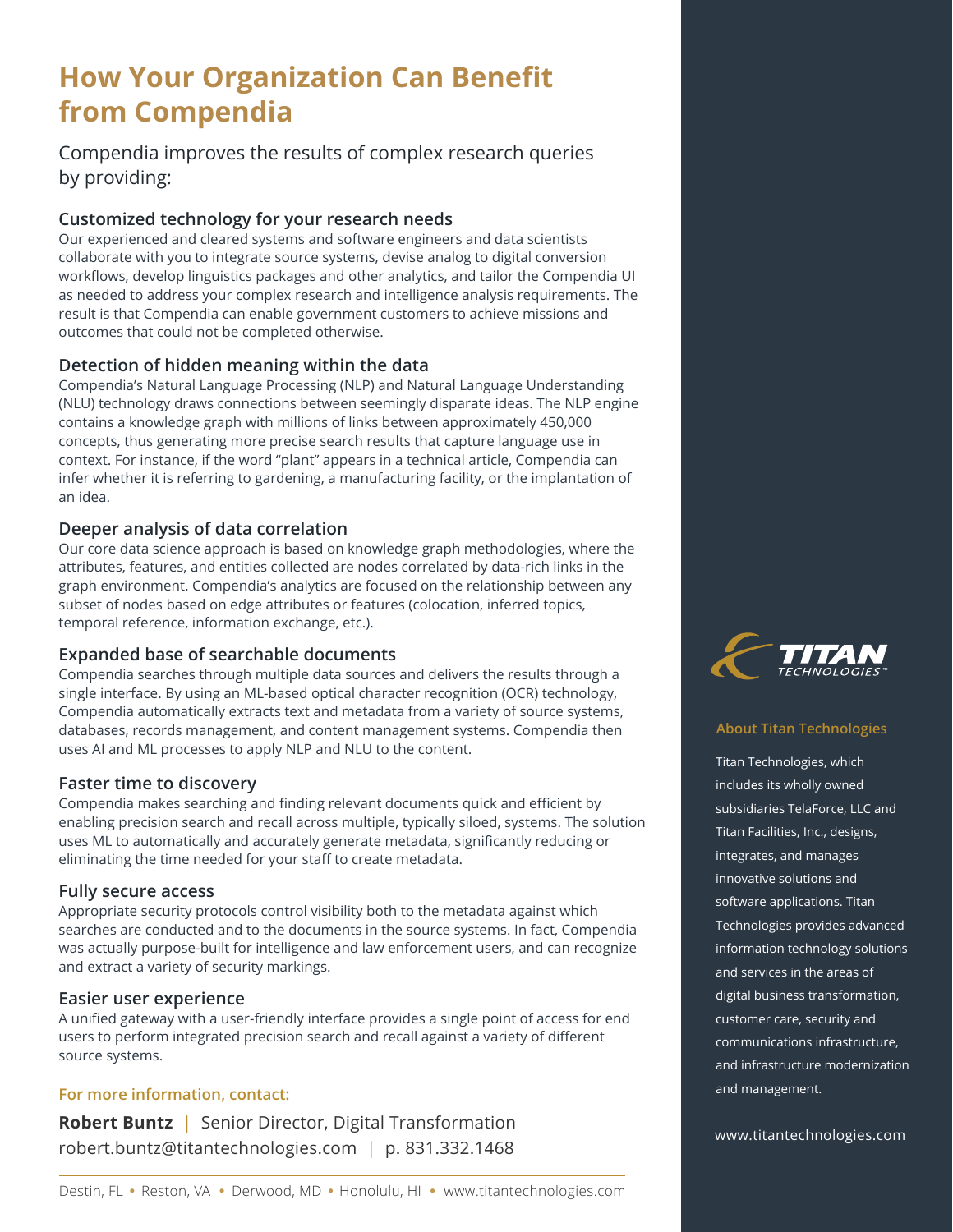# How Your Organization Can Benefit from Compendia

Compendia improves the results of complex research queries by providing:

### Customized technology for your research needs

Our experienced and cleared systems and software engineers and data scientists collaborate with you to integrate source systems, devise analog to digital conversion workflows, develop linguistics packages and other analytics, and tailor the Compendia UI as needed to address your complex research and intelligence analysis requirements. The result is that Compendia can enable government customers to achieve missions and outcomes that could not be completed otherwise.

### Detection of hidden meaning within the data

Compendia's Natural Language Processing (NLP) and Natural Language Understanding (NLU) technology draws connections between seemingly disparate ideas. The NLP engine contains a knowledge graph with millions of links between approximately 450,000 concepts, thus generating more precise search results that capture language use in context. For instance, if the word "plant" appears in a technical article, Compendia can infer whether it is referring to gardening, a manufacturing facility, or the implantation of an idea.

### Deeper analysis of data correlation

Our core data science approach is based on knowledge graph methodologies, where the attributes, features, and entities collected are nodes correlated by data-rich links in the graph environment. Compendia's analytics are focused on the relationship between any subset of nodes based on edge attributes or features (colocation, inferred topics, temporal reference, information exchange, etc.).

### Expanded base of searchable documents

Compendia searches through multiple data sources and delivers the results through a single interface. By using an ML-based optical character recognition (OCR) technology, Compendia automatically extracts text and metadata from a variety of source systems, databases, records management, and content management systems. Compendia then uses AI and ML processes to apply NLP and NLU to the content.

### Faster time to discovery

Compendia makes searching and finding relevant documents quick and efficient by enabling precision search and recall across multiple, typically siloed, systems. The solution uses ML to automatically and accurately generate metadata, significantly reducing or eliminating the time needed for your staff to create metadata.

### Fully secure access

Appropriate security protocols control visibility both to the metadata against which searches are conducted and to the documents in the source systems. In fact, Compendia was actually purpose-built for intelligence and law enforcement users, and can recognize and extract a variety of security markings.

### Easier user experience

A unified gateway with a user-friendly interface provides a single point of access for end users to perform integrated precision search and recall against a variety of different source systems.

**For more information, contact:**

**Robert Buntz** | Senior Director, Digital Transformation
robert.buntz@titantechnologies.com | p. 831.332.1468

Destin, FL • Reston, VA • Derwood, MD • Honolulu, HI • www.titantechnologies.com

TITAN TECHNOLOGIES™

**About Titan Technologies**

Titan Technologies, which includes its wholly owned subsidiaries TelaForce, LLC and Titan Facilities, Inc., designs, integrates, and manages innovative solutions and software applications. Titan Technologies provides advanced information technology solutions and services in the areas of digital business transformation, customer care, security and communications infrastructure, and infrastructure modernization and management.

www.titantechnologies.com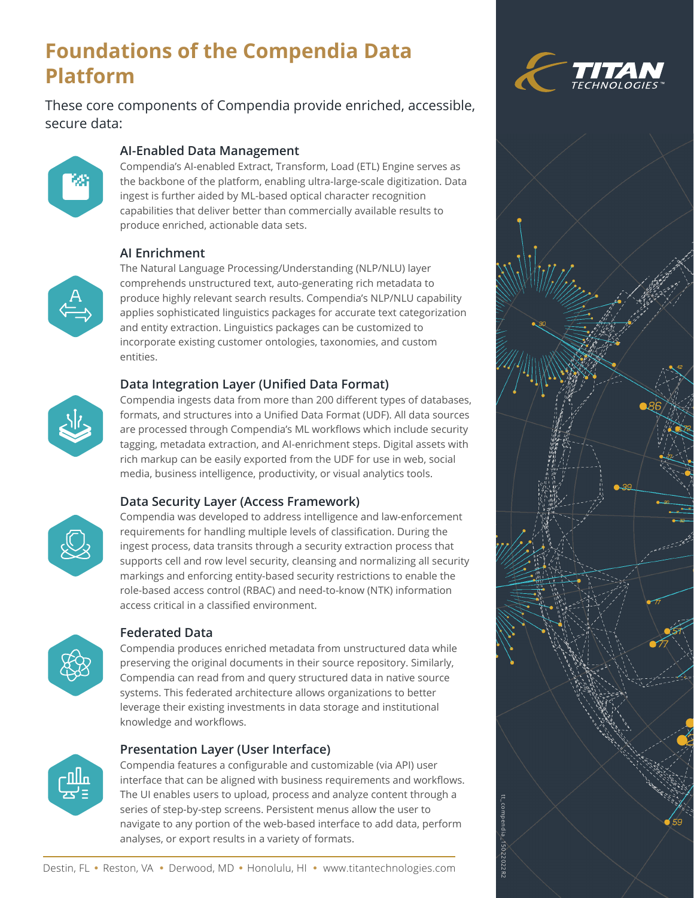# Foundations of the Compendia Data Platform

These core components of Compendia provide enriched, accessible, secure data:

### AI-Enabled Data Management

Compendia's AI-enabled Extract, Transform, Load (ETL) Engine serves as the backbone of the platform, enabling ultra-large-scale digitization. Data ingest is further aided by ML-based optical character recognition capabilities that deliver better than commercially available results to produce enriched, actionable data sets.

### AI Enrichment

The Natural Language Processing/Understanding (NLP/NLU) layer comprehends unstructured text, auto-generating rich metadata to produce highly relevant search results. Compendia's NLP/NLU capability applies sophisticated linguistics packages for accurate text categorization and entity extraction. Linguistics packages can be customized to incorporate existing customer ontologies, taxonomies, and custom entities.

### Data Integration Layer (Unified Data Format)

Compendia ingests data from more than 200 different types of databases, formats, and structures into a Unified Data Format (UDF). All data sources are processed through Compendia's ML workflows which include security tagging, metadata extraction, and AI-enrichment steps. Digital assets with rich markup can be easily exported from the UDF for use in web, social media, business intelligence, productivity, or visual analytics tools.

### Data Security Layer (Access Framework)

Compendia was developed to address intelligence and law-enforcement requirements for handling multiple levels of classification. During the ingest process, data transits through a security extraction process that supports cell and row level security, cleansing and normalizing all security markings and enforcing entity-based security restrictions to enable the role-based access control (RBAC) and need-to-know (NTK) information access critical in a classified environment.

### Federated Data

Compendia produces enriched metadata from unstructured data while preserving the original documents in their source repository. Similarly, Compendia can read from and query structured data in native source systems. This federated architecture allows organizations to better leverage their existing investments in data storage and institutional knowledge and workflows.

### Presentation Layer (User Interface)

Compendia features a configurable and customizable (via API) user interface that can be aligned with business requirements and workflows. The UI enables users to upload, process and analyze content through a series of step-by-step screens. Persistent menus allow the user to navigate to any portion of the web-based interface to add data, perform analyses, or export results in a variety of formats.

Destin, FL • Reston, VA • Derwood, MD • Honolulu, HI • www.titantechnologies.com